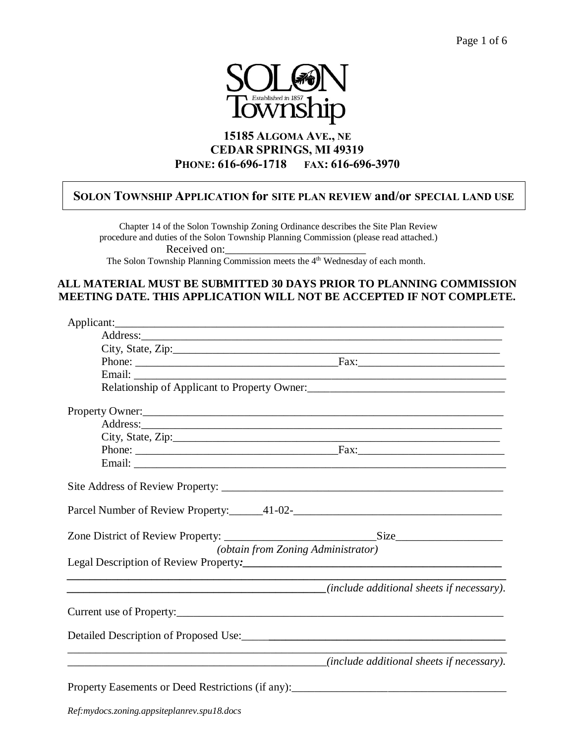# SOLON Township

Established in 1857

**15185 ALGOMA AVE., NE**
**CEDAR SPRINGS, MI 49319**
**PHONE: 616-696-1718 FAX: 616-696-3970**

## SOLON TOWNSHIP APPLICATION for SITE PLAN REVIEW and/or SPECIAL LAND USE

Chapter 14 of the Solon Township Zoning Ordinance describes the Site Plan Review procedure and duties of the Solon Township Planning Commission (please read attached.)

Received on:_________________________

The Solon Township Planning Commission meets the 4th Wednesday of each month.

**ALL MATERIAL MUST BE SUBMITTED 30 DAYS PRIOR TO PLANNING COMMISSION MEETING DATE. THIS APPLICATION WILL NOT BE ACCEPTED IF NOT COMPLETE.**

Applicant:_______________________________________________________________________

Address:_________________________________________________________________

City, State, Zip:___________________________________________________________

Phone: ___________________________________Fax:_________________________

Email: ___________________________________________________________________

Relationship of Applicant to Property Owner:___________________________________

Property Owner:___________________________________________________________________

Address:_________________________________________________________________

City, State, Zip:___________________________________________________________

Phone: ___________________________________Fax:_________________________

Email: ___________________________________________________________________

Site Address of Review Property: ___________________________________________________

Parcel Number of Review Property:______41-02-_____________________________________

Zone District of Review Property: ___________________________Size___________________

*(obtain from Zoning Administrator)*

Legal Description of Review Property**:**_______________________________________________

_____________________________________________________________________________

_______________________________________________*(include additional sheets if necessary)*.

Current use of Property:____________________________________________________________

Detailed Description of Proposed Use:_________________________________________________

_____________________________________________________________________________

_______________________________________________*(include additional sheets if necessary)*.

Property Easements or Deed Restrictions (if any):_______________________________________

*Ref:mydocs.zoning.appsiteplanrev.spu18.docs*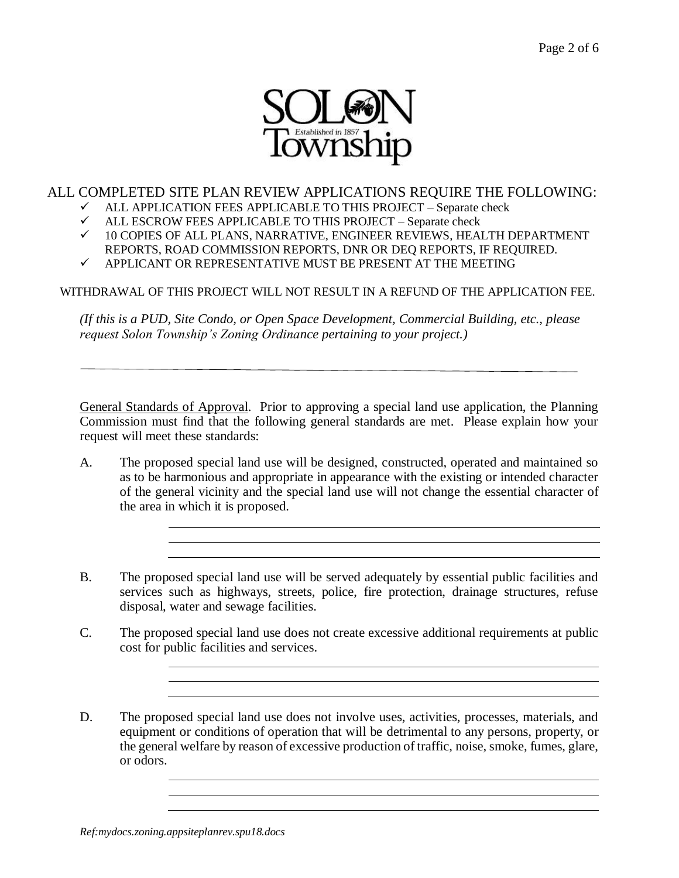SOLON Township
*Established in 1857*

## ALL COMPLETED SITE PLAN REVIEW APPLICATIONS REQUIRE THE FOLLOWING:

- ✓ ALL APPLICATION FEES APPLICABLE TO THIS PROJECT – Separate check
- ✓ ALL ESCROW FEES APPLICABLE TO THIS PROJECT – Separate check
- ✓ 10 COPIES OF ALL PLANS, NARRATIVE, ENGINEER REVIEWS, HEALTH DEPARTMENT REPORTS, ROAD COMMISSION REPORTS, DNR OR DEQ REPORTS, IF REQUIRED.
- ✓ APPLICANT OR REPRESENTATIVE MUST BE PRESENT AT THE MEETING

WITHDRAWAL OF THIS PROJECT WILL NOT RESULT IN A REFUND OF THE APPLICATION FEE.

*(If this is a PUD, Site Condo, or Open Space Development, Commercial Building, etc., please request Solon Township's Zoning Ordinance pertaining to your project.)*

---

General Standards of Approval. Prior to approving a special land use application, the Planning Commission must find that the following general standards are met. Please explain how your request will meet these standards:

A. The proposed special land use will be designed, constructed, operated and maintained so as to be harmonious and appropriate in appearance with the existing or intended character of the general vicinity and the special land use will not change the essential character of the area in which it is proposed.

\_\_\_\_\_\_\_\_\_\_\_\_\_\_\_\_\_\_\_\_\_\_\_\_\_\_\_\_\_\_\_\_\_\_\_\_\_\_\_\_\_\_\_\_\_\_\_\_\_\_\_\_\_\_\_\_\_\_\_\_
\_\_\_\_\_\_\_\_\_\_\_\_\_\_\_\_\_\_\_\_\_\_\_\_\_\_\_\_\_\_\_\_\_\_\_\_\_\_\_\_\_\_\_\_\_\_\_\_\_\_\_\_\_\_\_\_\_\_\_\_
\_\_\_\_\_\_\_\_\_\_\_\_\_\_\_\_\_\_\_\_\_\_\_\_\_\_\_\_\_\_\_\_\_\_\_\_\_\_\_\_\_\_\_\_\_\_\_\_\_\_\_\_\_\_\_\_\_\_\_\_

B. The proposed special land use will be served adequately by essential public facilities and services such as highways, streets, police, fire protection, drainage structures, refuse disposal, water and sewage facilities.

C. The proposed special land use does not create excessive additional requirements at public cost for public facilities and services.

\_\_\_\_\_\_\_\_\_\_\_\_\_\_\_\_\_\_\_\_\_\_\_\_\_\_\_\_\_\_\_\_\_\_\_\_\_\_\_\_\_\_\_\_\_\_\_\_\_\_\_\_\_\_\_\_\_\_\_\_
\_\_\_\_\_\_\_\_\_\_\_\_\_\_\_\_\_\_\_\_\_\_\_\_\_\_\_\_\_\_\_\_\_\_\_\_\_\_\_\_\_\_\_\_\_\_\_\_\_\_\_\_\_\_\_\_\_\_\_\_
\_\_\_\_\_\_\_\_\_\_\_\_\_\_\_\_\_\_\_\_\_\_\_\_\_\_\_\_\_\_\_\_\_\_\_\_\_\_\_\_\_\_\_\_\_\_\_\_\_\_\_\_\_\_\_\_\_\_\_\_

D. The proposed special land use does not involve uses, activities, processes, materials, and equipment or conditions of operation that will be detrimental to any persons, property, or the general welfare by reason of excessive production of traffic, noise, smoke, fumes, glare, or odors.

\_\_\_\_\_\_\_\_\_\_\_\_\_\_\_\_\_\_\_\_\_\_\_\_\_\_\_\_\_\_\_\_\_\_\_\_\_\_\_\_\_\_\_\_\_\_\_\_\_\_\_\_\_\_\_\_\_\_\_\_
\_\_\_\_\_\_\_\_\_\_\_\_\_\_\_\_\_\_\_\_\_\_\_\_\_\_\_\_\_\_\_\_\_\_\_\_\_\_\_\_\_\_\_\_\_\_\_\_\_\_\_\_\_\_\_\_\_\_\_\_
\_\_\_\_\_\_\_\_\_\_\_\_\_\_\_\_\_\_\_\_\_\_\_\_\_\_\_\_\_\_\_\_\_\_\_\_\_\_\_\_\_\_\_\_\_\_\_\_\_\_\_\_\_\_\_\_\_\_\_\_

*Ref:mydocs.zoning.appsiteplanrev.spu18.docs*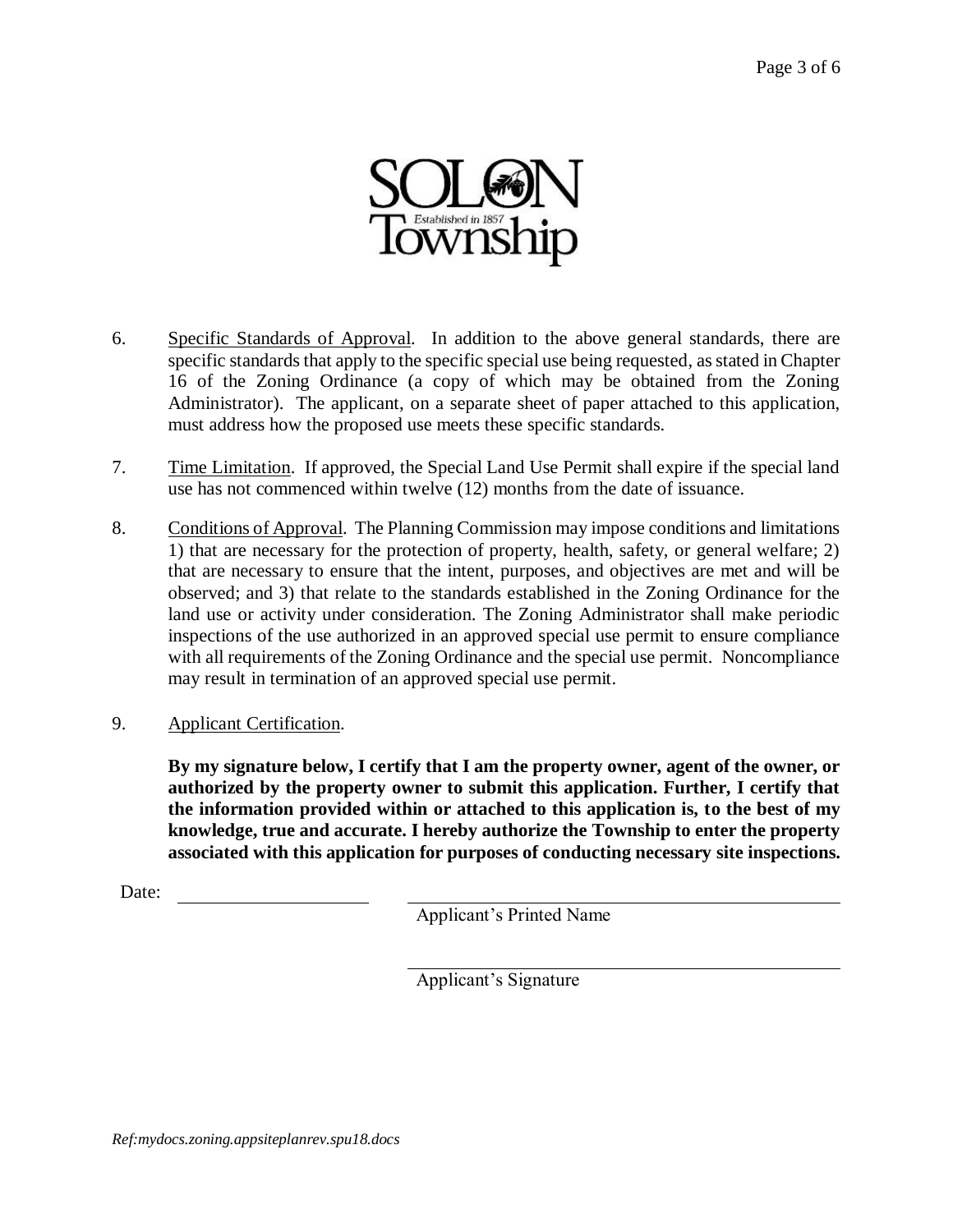6. Specific Standards of Approval. In addition to the above general standards, there are specific standards that apply to the specific special use being requested, as stated in Chapter 16 of the Zoning Ordinance (a copy of which may be obtained from the Zoning Administrator). The applicant, on a separate sheet of paper attached to this application, must address how the proposed use meets these specific standards.

7. Time Limitation. If approved, the Special Land Use Permit shall expire if the special land use has not commenced within twelve (12) months from the date of issuance.

8. Conditions of Approval. The Planning Commission may impose conditions and limitations 1) that are necessary for the protection of property, health, safety, or general welfare; 2) that are necessary to ensure that the intent, purposes, and objectives are met and will be observed; and 3) that relate to the standards established in the Zoning Ordinance for the land use or activity under consideration. The Zoning Administrator shall make periodic inspections of the use authorized in an approved special use permit to ensure compliance with all requirements of the Zoning Ordinance and the special use permit. Noncompliance may result in termination of an approved special use permit.

9. Applicant Certification.

**By my signature below, I certify that I am the property owner, agent of the owner, or authorized by the property owner to submit this application. Further, I certify that the information provided within or attached to this application is, to the best of my knowledge, true and accurate. I hereby authorize the Township to enter the property associated with this application for purposes of conducting necessary site inspections.**

Date: ____________________ ________________________________________

Applicant's Printed Name

________________________________________

Applicant's Signature

*Ref:mydocs.zoning.appsiteplanrev.spu18.docs*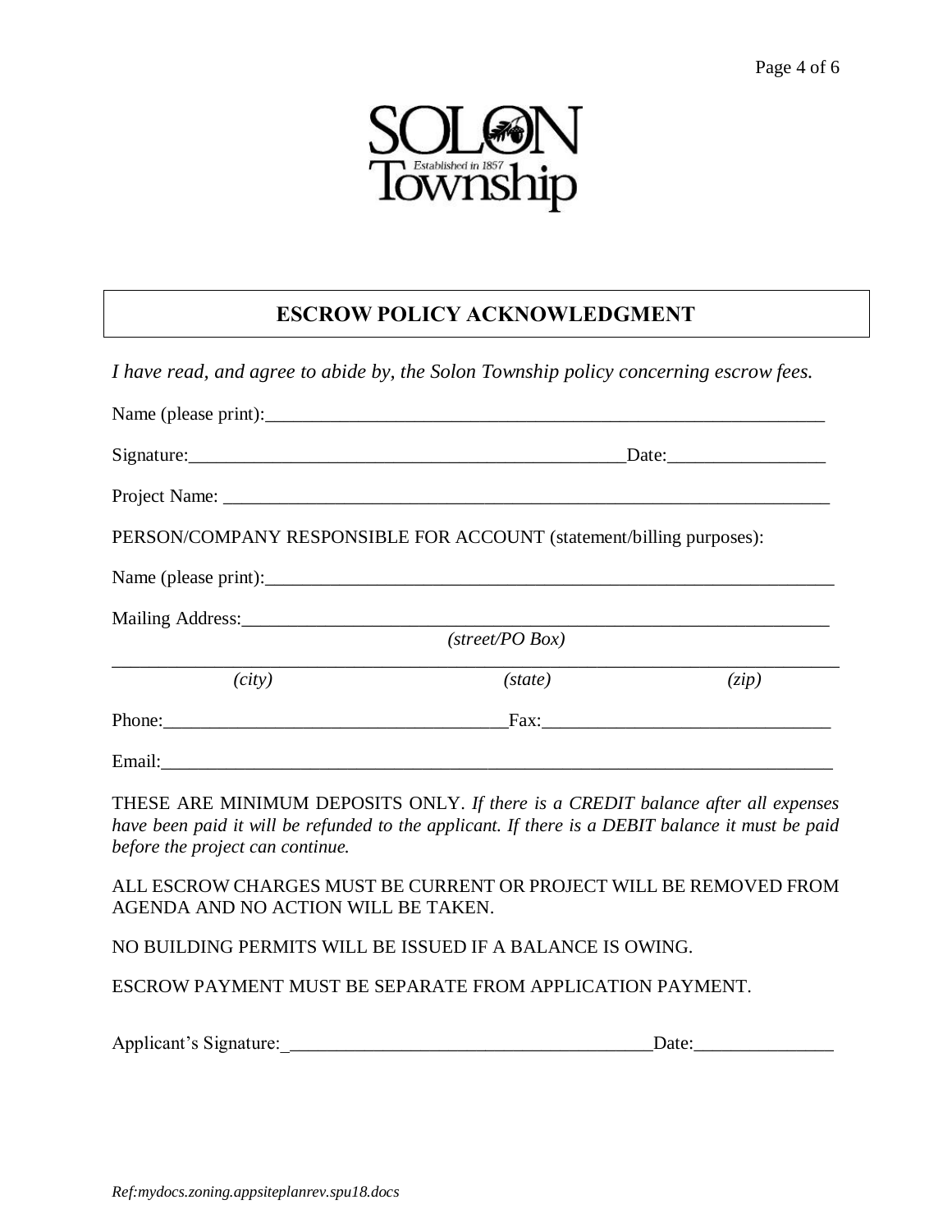SOLON Township
Established in 1857

## ESCROW POLICY ACKNOWLEDGMENT

*I have read, and agree to abide by, the Solon Township policy concerning escrow fees.*

Name (please print):_______________________________________________________________

Signature:_______________________________________________Date:_________________

Project Name: _____________________________________________________________________

PERSON/COMPANY RESPONSIBLE FOR ACCOUNT (statement/billing purposes):

Name (please print):_______________________________________________________________

Mailing Address:___________________________________________________________________
*(street/PO Box)*

___________________________________________________________________________________
*(city)* *(state)* *(zip)*

Phone:____________________________________Fax:_______________________________

Email:_____________________________________________________________________________

THESE ARE MINIMUM DEPOSITS ONLY. *If there is a CREDIT balance after all expenses have been paid it will be refunded to the applicant. If there is a DEBIT balance it must be paid before the project can continue.*

ALL ESCROW CHARGES MUST BE CURRENT OR PROJECT WILL BE REMOVED FROM AGENDA AND NO ACTION WILL BE TAKEN.

NO BUILDING PERMITS WILL BE ISSUED IF A BALANCE IS OWING.

ESCROW PAYMENT MUST BE SEPARATE FROM APPLICATION PAYMENT.

Applicant's Signature:________________________________________Date:_______________

*Ref:mydocs.zoning.appsiteplanrev.spu18.docs*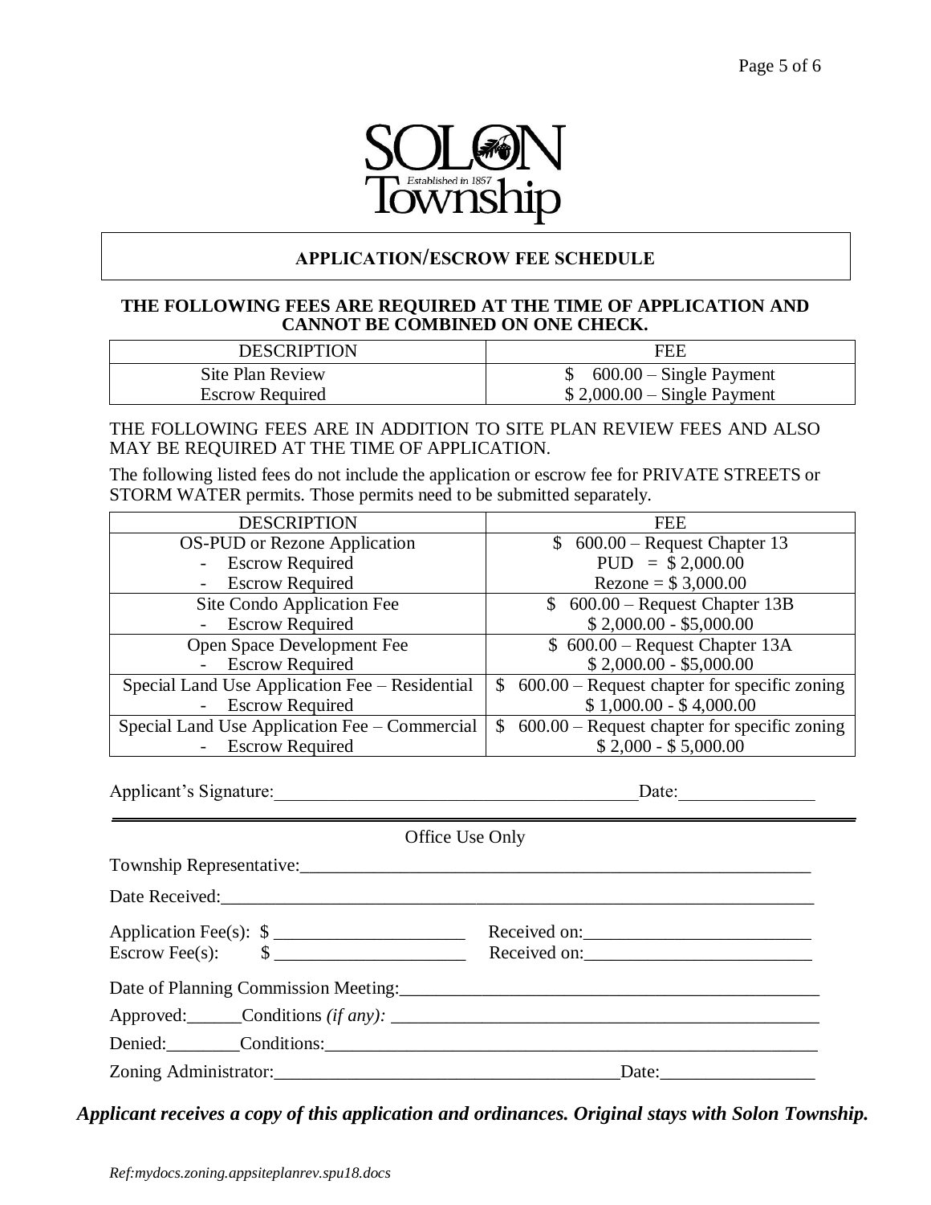# SOLON Township

*Established in 1857*

## APPLICATION/ESCROW FEE SCHEDULE

**THE FOLLOWING FEES ARE REQUIRED AT THE TIME OF APPLICATION AND CANNOT BE COMBINED ON ONE CHECK.**

| DESCRIPTION | FEE |
| --- | --- |
| Site Plan Review<br>Escrow Required | $ 600.00 – Single Payment<br>$ 2,000.00 – Single Payment |

THE FOLLOWING FEES ARE IN ADDITION TO SITE PLAN REVIEW FEES AND ALSO MAY BE REQUIRED AT THE TIME OF APPLICATION.

The following listed fees do not include the application or escrow fee for PRIVATE STREETS or STORM WATER permits. Those permits need to be submitted separately.

| DESCRIPTION | FEE |
| --- | --- |
| OS-PUD or Rezone Application<br>- Escrow Required<br>- Escrow Required | $ 600.00 – Request Chapter 13<br>PUD = $ 2,000.00<br>Rezone = $ 3,000.00 |
| Site Condo Application Fee<br>- Escrow Required | $ 600.00 – Request Chapter 13B<br>$ 2,000.00 - $5,000.00 |
| Open Space Development Fee<br>- Escrow Required | $ 600.00 – Request Chapter 13A<br>$ 2,000.00 - $5,000.00 |
| Special Land Use Application Fee – Residential<br>- Escrow Required | $ 600.00 – Request chapter for specific zoning<br>$ 1,000.00 - $ 4,000.00 |
| Special Land Use Application Fee – Commercial<br>- Escrow Required | $ 600.00 – Request chapter for specific zoning<br>$ 2,000 - $ 5,000.00 |

Applicant's Signature:________________________________________ Date:_______________

---

Office Use Only

Township Representative:_________________________________________________________

Date Received:_______________________________________________________________

Application Fee(s): $ _____________________ Received on:_________________________

Escrow Fee(s): $ _____________________ Received on:_________________________

Date of Planning Commission Meeting:_____________________________________________

Approved:______Conditions *(if any):* _______________________________________________

Denied:________Conditions:_____________________________________________________

Zoning Administrator:_____________________________________Date:_________________

***Applicant receives a copy of this application and ordinances. Original stays with Solon Township.***

*Ref:mydocs.zoning.appsiteplanrev.spu18.docs*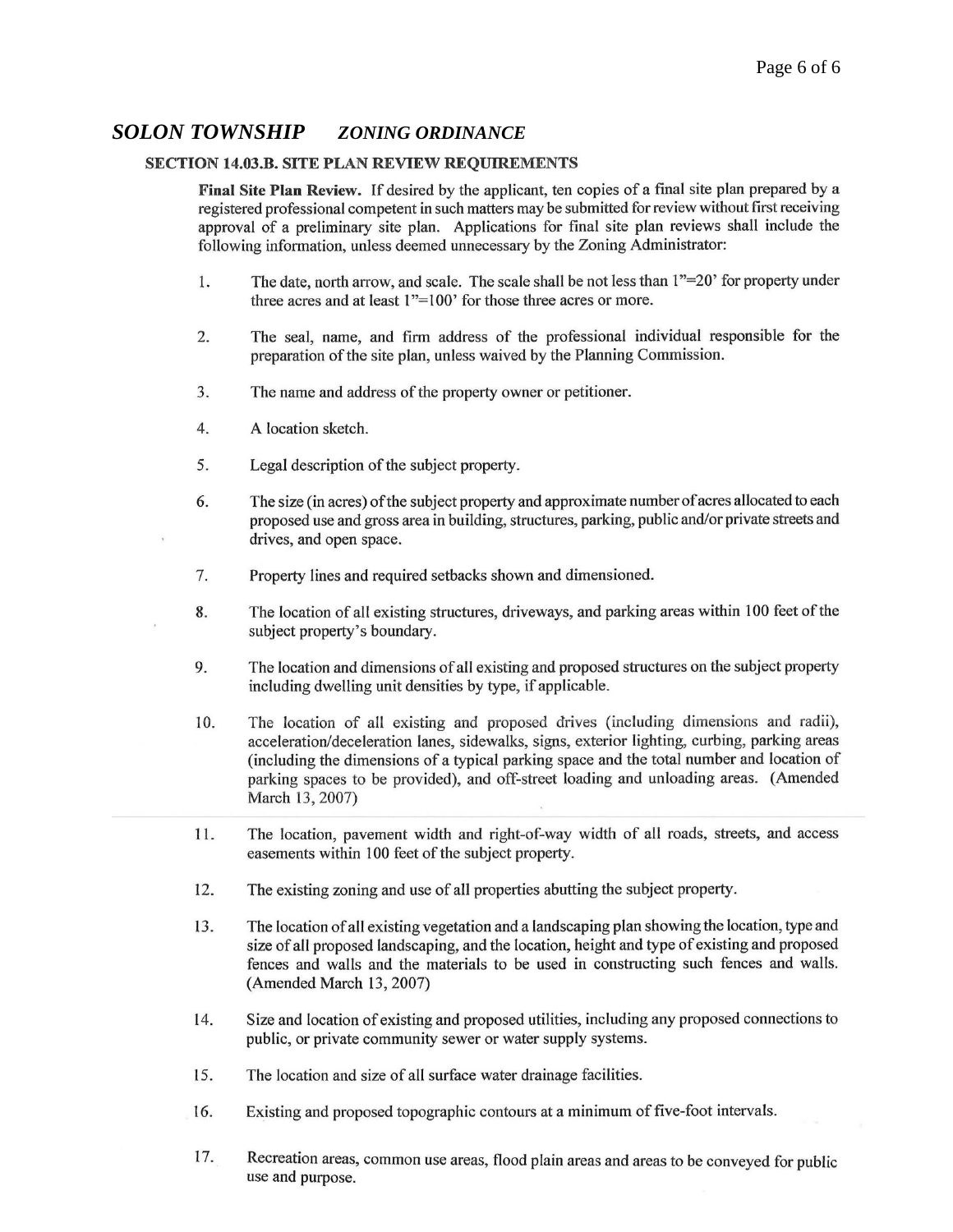## *SOLON TOWNSHIP* *ZONING ORDINANCE*

### SECTION 14.03.B. SITE PLAN REVIEW REQUIREMENTS

**Final Site Plan Review.** If desired by the applicant, ten copies of a final site plan prepared by a registered professional competent in such matters may be submitted for review without first receiving approval of a preliminary site plan. Applications for final site plan reviews shall include the following information, unless deemed unnecessary by the Zoning Administrator:

1. The date, north arrow, and scale. The scale shall be not less than 1"=20' for property under three acres and at least 1"=100' for those three acres or more.

2. The seal, name, and firm address of the professional individual responsible for the preparation of the site plan, unless waived by the Planning Commission.

3. The name and address of the property owner or petitioner.

4. A location sketch.

5. Legal description of the subject property.

6. The size (in acres) of the subject property and approximate number of acres allocated to each proposed use and gross area in building, structures, parking, public and/or private streets and drives, and open space.

7. Property lines and required setbacks shown and dimensioned.

8. The location of all existing structures, driveways, and parking areas within 100 feet of the subject property's boundary.

9. The location and dimensions of all existing and proposed structures on the subject property including dwelling unit densities by type, if applicable.

10. The location of all existing and proposed drives (including dimensions and radii), acceleration/deceleration lanes, sidewalks, signs, exterior lighting, curbing, parking areas (including the dimensions of a typical parking space and the total number and location of parking spaces to be provided), and off-street loading and unloading areas. (Amended March 13, 2007)

11. The location, pavement width and right-of-way width of all roads, streets, and access easements within 100 feet of the subject property.

12. The existing zoning and use of all properties abutting the subject property.

13. The location of all existing vegetation and a landscaping plan showing the location, type and size of all proposed landscaping, and the location, height and type of existing and proposed fences and walls and the materials to be used in constructing such fences and walls. (Amended March 13, 2007)

14. Size and location of existing and proposed utilities, including any proposed connections to public, or private community sewer or water supply systems.

15. The location and size of all surface water drainage facilities.

16. Existing and proposed topographic contours at a minimum of five-foot intervals.

17. Recreation areas, common use areas, flood plain areas and areas to be conveyed for public use and purpose.